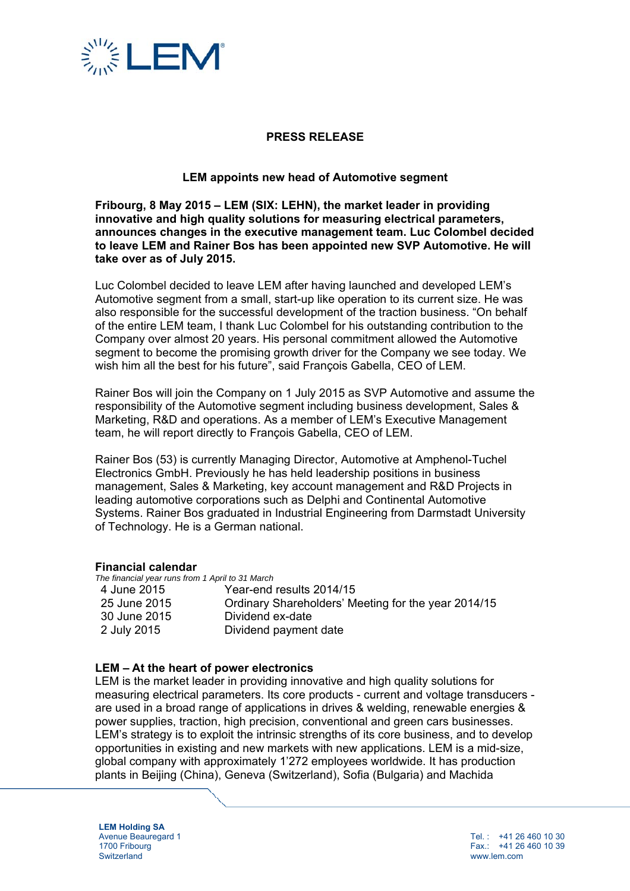# PRESS RELEASE

## LEM appoints new head of Automotive segment

**Fribourg, 8 May 2015 – LEM (SIX: LEHN), the market leader in providing innovative and high quality solutions for measuring electrical parameters, announces changes in the executive management team. Luc Colombel decided to leave LEM and Rainer Bos has been appointed new SVP Automotive. He will take over as of July 2015.**

Luc Colombel decided to leave LEM after having launched and developed LEM's Automotive segment from a small, start-up like operation to its current size. He was also responsible for the successful development of the traction business. "On behalf of the entire LEM team, I thank Luc Colombel for his outstanding contribution to the Company over almost 20 years. His personal commitment allowed the Automotive segment to become the promising growth driver for the Company we see today. We wish him all the best for his future", said François Gabella, CEO of LEM.

Rainer Bos will join the Company on 1 July 2015 as SVP Automotive and assume the responsibility of the Automotive segment including business development, Sales & Marketing, R&D and operations. As a member of LEM's Executive Management team, he will report directly to François Gabella, CEO of LEM.

Rainer Bos (53) is currently Managing Director, Automotive at Amphenol-Tuchel Electronics GmbH. Previously he has held leadership positions in business management, Sales & Marketing, key account management and R&D Projects in leading automotive corporations such as Delphi and Continental Automotive Systems. Rainer Bos graduated in Industrial Engineering from Darmstadt University of Technology. He is a German national.

### Financial calendar

*The financial year runs from 1 April to 31 March*

| | |
|---|---|
| 4 June 2015 | Year-end results 2014/15 |
| 25 June 2015 | Ordinary Shareholders' Meeting for the year 2014/15 |
| 30 June 2015 | Dividend ex-date |
| 2 July 2015 | Dividend payment date |

### LEM – At the heart of power electronics

LEM is the market leader in providing innovative and high quality solutions for measuring electrical parameters. Its core products - current and voltage transducers - are used in a broad range of applications in drives & welding, renewable energies & power supplies, traction, high precision, conventional and green cars businesses. LEM's strategy is to exploit the intrinsic strengths of its core business, and to develop opportunities in existing and new markets with new applications. LEM is a mid-size, global company with approximately 1'272 employees worldwide. It has production plants in Beijing (China), Geneva (Switzerland), Sofia (Bulgaria) and Machida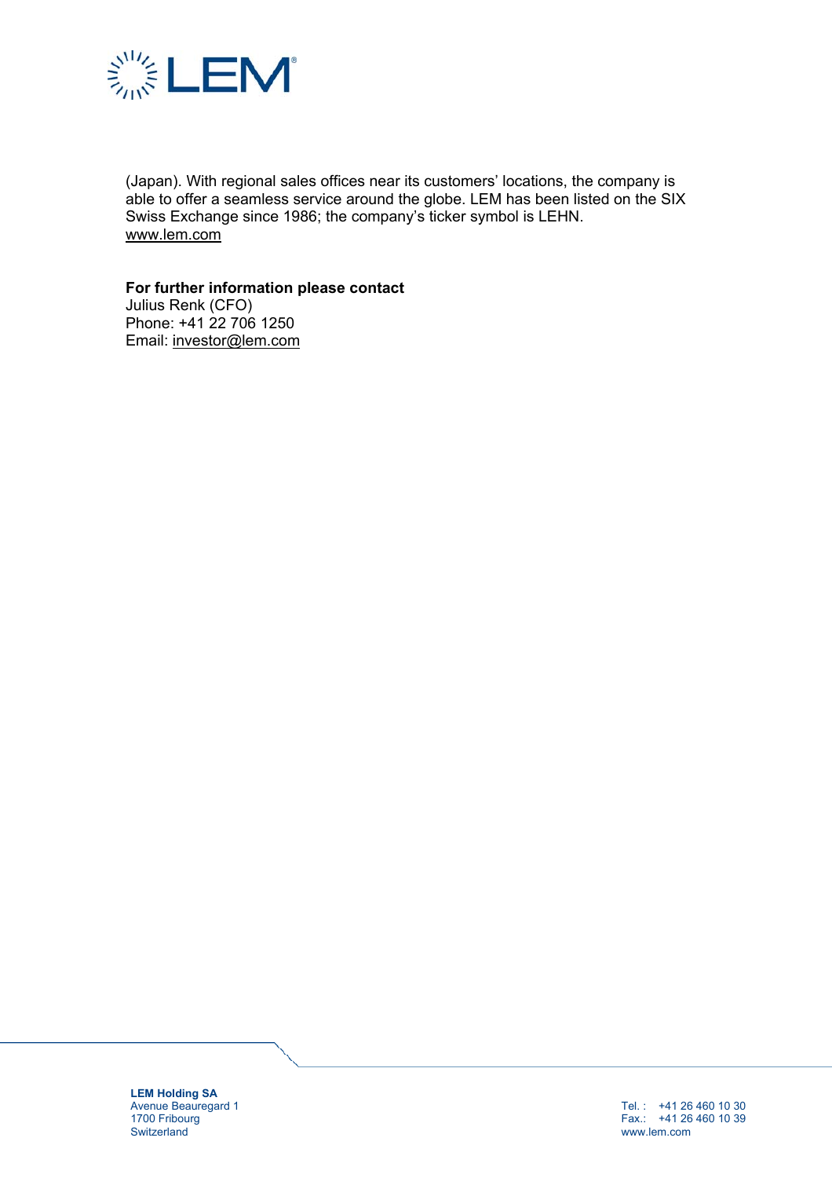(Japan). With regional sales offices near its customers' locations, the company is able to offer a seamless service around the globe. LEM has been listed on the SIX Swiss Exchange since 1986; the company's ticker symbol is LEHN.
www.lem.com

**For further information please contact**
Julius Renk (CFO)
Phone: +41 22 706 1250
Email: investor@lem.com

**LEM Holding SA**
Avenue Beauregard 1
1700 Fribourg
Switzerland

Tel. : +41 26 460 10 30
Fax.: +41 26 460 10 39
www.lem.com